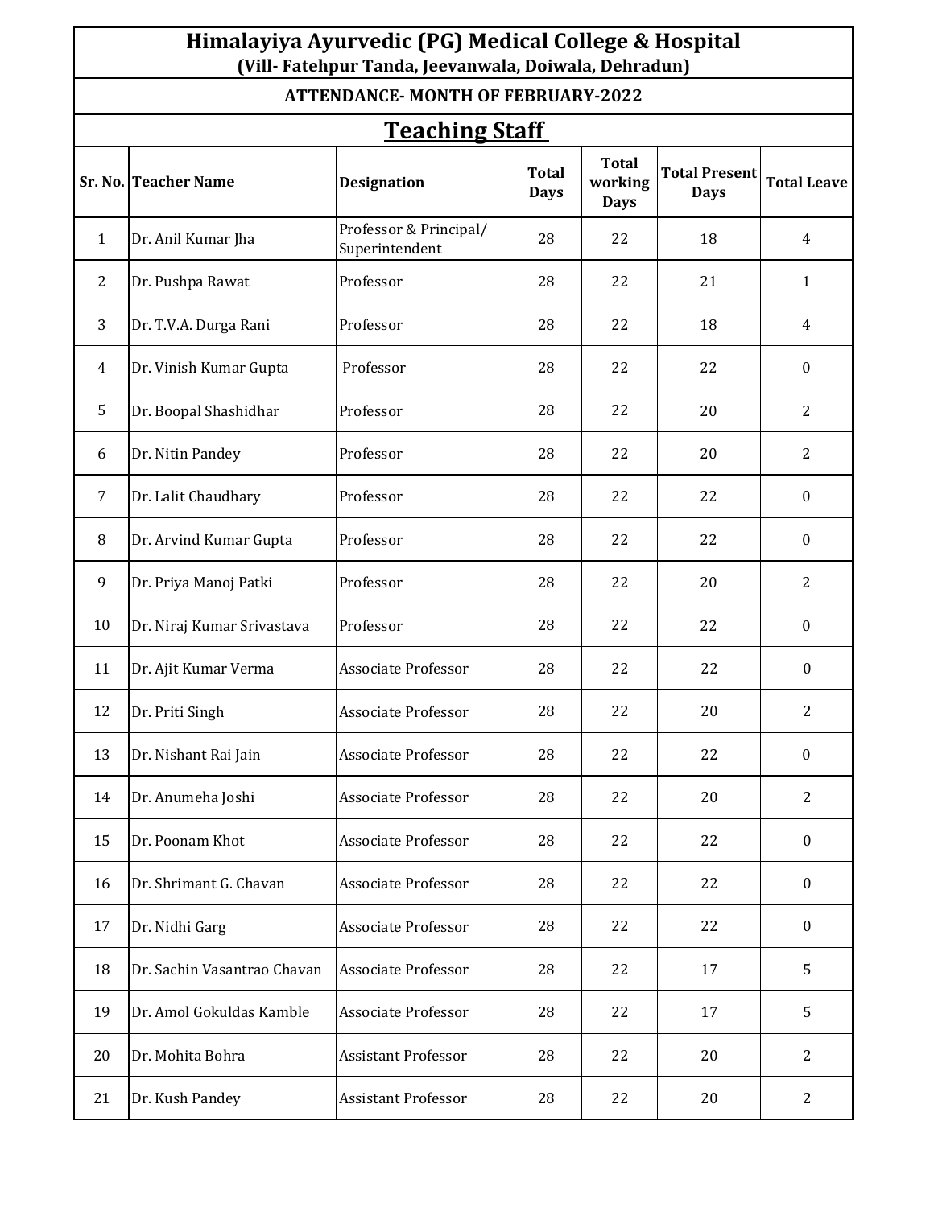# Himalayiya Ayurvedic (PG) Medical College & Hospital

**(Vill- Fatehpur Tanda, Jeevanwala, Doiwala, Dehradun)**

**ATTENDANCE- MONTH OF FEBRUARY-2022**

## Teaching Staff

| Sr. No. | Teacher Name | Designation | Total Days | Total working Days | Total Present Days | Total Leave |
|---|---|---|---|---|---|---|
| 1 | Dr. Anil Kumar Jha | Professor & Principal/ Superintendent | 28 | 22 | 18 | 4 |
| 2 | Dr. Pushpa Rawat | Professor | 28 | 22 | 21 | 1 |
| 3 | Dr. T.V.A. Durga Rani | Professor | 28 | 22 | 18 | 4 |
| 4 | Dr. Vinish Kumar Gupta | Professor | 28 | 22 | 22 | 0 |
| 5 | Dr. Boopal Shashidhar | Professor | 28 | 22 | 20 | 2 |
| 6 | Dr. Nitin Pandey | Professor | 28 | 22 | 20 | 2 |
| 7 | Dr. Lalit Chaudhary | Professor | 28 | 22 | 22 | 0 |
| 8 | Dr. Arvind Kumar Gupta | Professor | 28 | 22 | 22 | 0 |
| 9 | Dr. Priya Manoj Patki | Professor | 28 | 22 | 20 | 2 |
| 10 | Dr. Niraj Kumar Srivastava | Professor | 28 | 22 | 22 | 0 |
| 11 | Dr. Ajit Kumar Verma | Associate Professor | 28 | 22 | 22 | 0 |
| 12 | Dr. Priti Singh | Associate Professor | 28 | 22 | 20 | 2 |
| 13 | Dr. Nishant Rai Jain | Associate Professor | 28 | 22 | 22 | 0 |
| 14 | Dr. Anumeha Joshi | Associate Professor | 28 | 22 | 20 | 2 |
| 15 | Dr. Poonam Khot | Associate Professor | 28 | 22 | 22 | 0 |
| 16 | Dr. Shrimant G. Chavan | Associate Professor | 28 | 22 | 22 | 0 |
| 17 | Dr. Nidhi Garg | Associate Professor | 28 | 22 | 22 | 0 |
| 18 | Dr. Sachin Vasantrao Chavan | Associate Professor | 28 | 22 | 17 | 5 |
| 19 | Dr. Amol Gokuldas Kamble | Associate Professor | 28 | 22 | 17 | 5 |
| 20 | Dr. Mohita Bohra | Assistant Professor | 28 | 22 | 20 | 2 |
| 21 | Dr. Kush Pandey | Assistant Professor | 28 | 22 | 20 | 2 |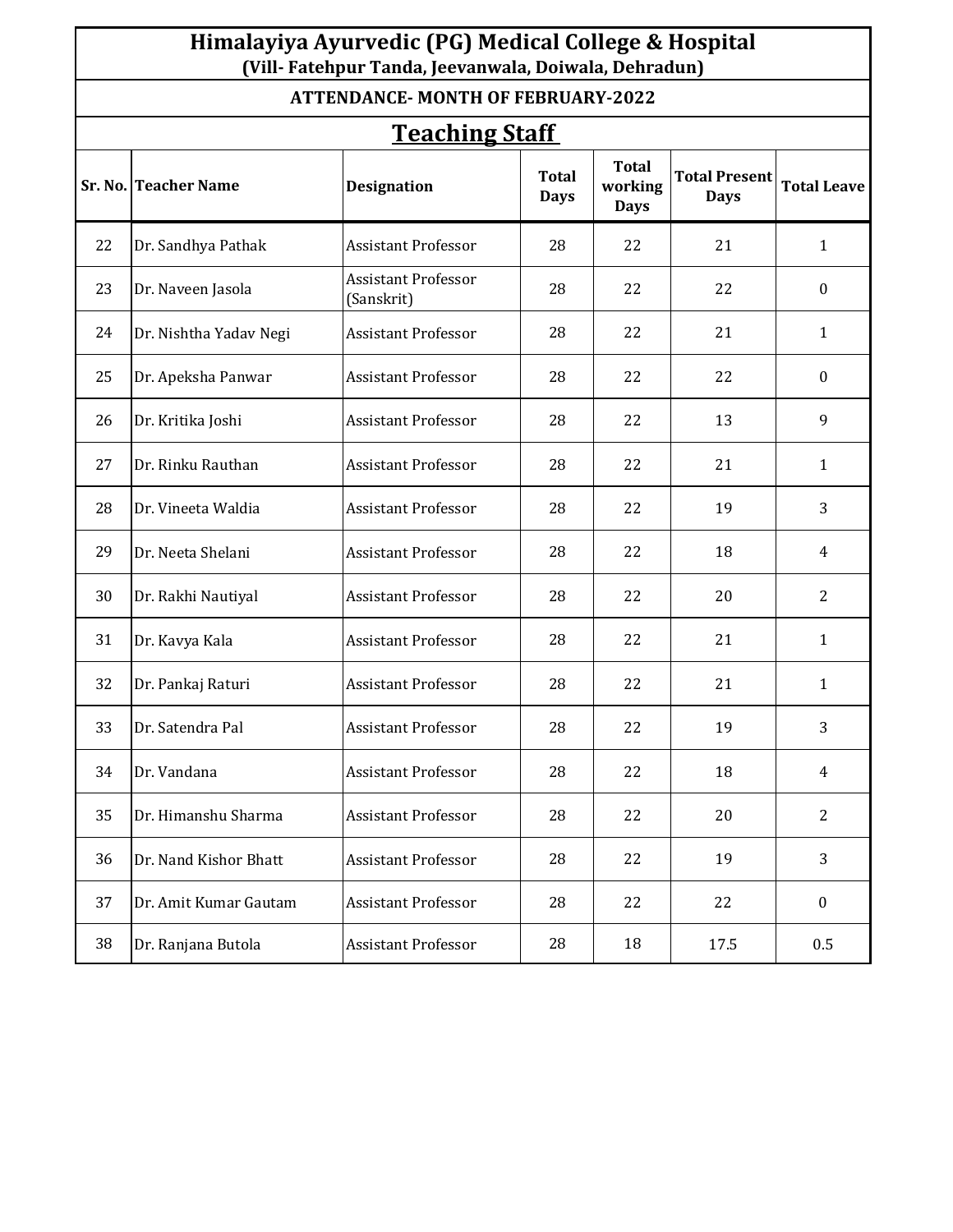# Himalayiya Ayurvedic (PG) Medical College & Hospital

**(Vill- Fatehpur Tanda, Jeevanwala, Doiwala, Dehradun)**

**ATTENDANCE- MONTH OF FEBRUARY-2022**

## Teaching Staff

| Sr. No. | Teacher Name | Designation | Total Days | Total working Days | Total Present Days | Total Leave |
|---|---|---|---|---|---|---|
| 22 | Dr. Sandhya Pathak | Assistant Professor | 28 | 22 | 21 | 1 |
| 23 | Dr. Naveen Jasola | Assistant Professor (Sanskrit) | 28 | 22 | 22 | 0 |
| 24 | Dr. Nishtha Yadav Negi | Assistant Professor | 28 | 22 | 21 | 1 |
| 25 | Dr. Apeksha Panwar | Assistant Professor | 28 | 22 | 22 | 0 |
| 26 | Dr. Kritika Joshi | Assistant Professor | 28 | 22 | 13 | 9 |
| 27 | Dr. Rinku Rauthan | Assistant Professor | 28 | 22 | 21 | 1 |
| 28 | Dr. Vineeta Waldia | Assistant Professor | 28 | 22 | 19 | 3 |
| 29 | Dr. Neeta Shelani | Assistant Professor | 28 | 22 | 18 | 4 |
| 30 | Dr. Rakhi Nautiyal | Assistant Professor | 28 | 22 | 20 | 2 |
| 31 | Dr. Kavya Kala | Assistant Professor | 28 | 22 | 21 | 1 |
| 32 | Dr. Pankaj Raturi | Assistant Professor | 28 | 22 | 21 | 1 |
| 33 | Dr. Satendra Pal | Assistant Professor | 28 | 22 | 19 | 3 |
| 34 | Dr. Vandana | Assistant Professor | 28 | 22 | 18 | 4 |
| 35 | Dr. Himanshu Sharma | Assistant Professor | 28 | 22 | 20 | 2 |
| 36 | Dr. Nand Kishor Bhatt | Assistant Professor | 28 | 22 | 19 | 3 |
| 37 | Dr. Amit Kumar Gautam | Assistant Professor | 28 | 22 | 22 | 0 |
| 38 | Dr. Ranjana Butola | Assistant Professor | 28 | 18 | 17.5 | 0.5 |